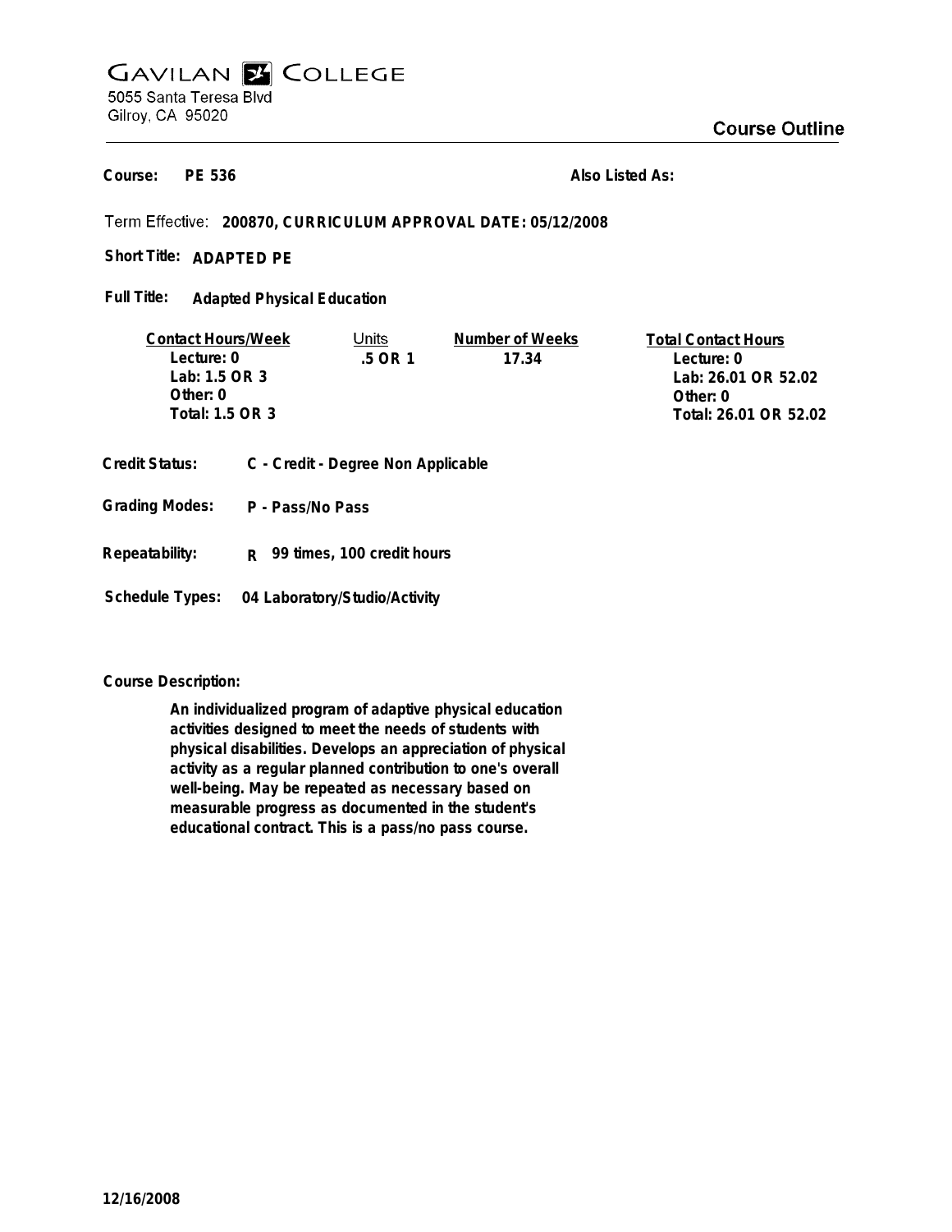# GAVILAN COLLEGE

5055 Santa Teresa Blvd
Gilroy, CA 95020

## Course Outline

**Course:** PE 536 **Also Listed As:**

Term Effective: **200870, CURRICULUM APPROVAL DATE: 05/12/2008**

**Short Title:** ADAPTED PE

**Full Title:** Adapted Physical Education

| Contact Hours/Week | Units | Number of Weeks | Total Contact Hours |
|---|---|---|---|
| Lecture: 0 | .5 OR 1 | 17.34 | Lecture: 0 |
| Lab: 1.5 OR 3 | | | Lab: 26.01 OR 52.02 |
| Other: 0 | | | Other: 0 |
| Total: 1.5 OR 3 | | | Total: 26.01 OR 52.02 |

**Credit Status:** C - Credit - Degree Non Applicable

**Grading Modes:** P - Pass/No Pass

**Repeatability:** R 99 times, 100 credit hours

**Schedule Types:** 04 Laboratory/Studio/Activity

**Course Description:**

An individualized program of adaptive physical education activities designed to meet the needs of students with physical disabilities. Develops an appreciation of physical activity as a regular planned contribution to one's overall well-being. May be repeated as necessary based on measurable progress as documented in the student's educational contract. This is a pass/no pass course.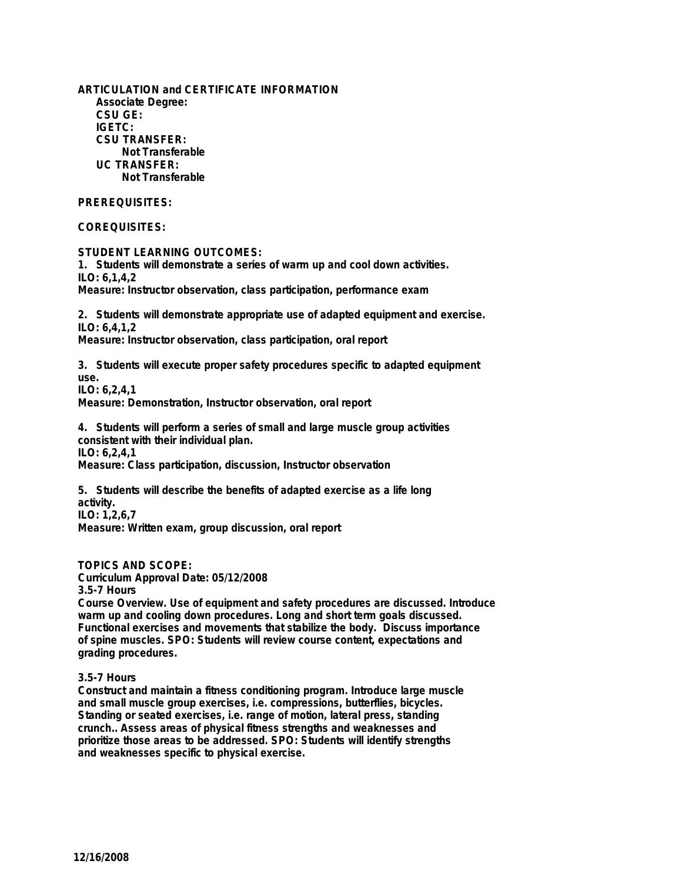**ARTICULATION and CERTIFICATE INFORMATION**

**Associate Degree:**

**CSU GE:**

**IGETC:**

**CSU TRANSFER:**

Not Transferable

**UC TRANSFER:**

Not Transferable

**PREREQUISITES:**

**COREQUISITES:**

**STUDENT LEARNING OUTCOMES:**

1. Students will demonstrate a series of warm up and cool down activities.
ILO: 6,1,4,2
Measure: Instructor observation, class participation, performance exam

2. Students will demonstrate appropriate use of adapted equipment and exercise.
ILO: 6,4,1,2
Measure: Instructor observation, class participation, oral report

3. Students will execute proper safety procedures specific to adapted equipment use.
ILO: 6,2,4,1
Measure: Demonstration, Instructor observation, oral report

4. Students will perform a series of small and large muscle group activities consistent with their individual plan.
ILO: 6,2,4,1
Measure: Class participation, discussion, Instructor observation

5. Students will describe the benefits of adapted exercise as a life long activity.
ILO: 1,2,6,7
Measure: Written exam, group discussion, oral report

**TOPICS AND SCOPE:**

Curriculum Approval Date: 05/12/2008

3.5-7 Hours

Course Overview. Use of equipment and safety procedures are discussed. Introduce warm up and cooling down procedures. Long and short term goals discussed. Functional exercises and movements that stabilize the body. Discuss importance of spine muscles. SPO: Students will review course content, expectations and grading procedures.

3.5-7 Hours

Construct and maintain a fitness conditioning program. Introduce large muscle and small muscle group exercises, i.e. compressions, butterflies, bicycles. Standing or seated exercises, i.e. range of motion, lateral press, standing crunch.. Assess areas of physical fitness strengths and weaknesses and prioritize those areas to be addressed. SPO: Students will identify strengths and weaknesses specific to physical exercise.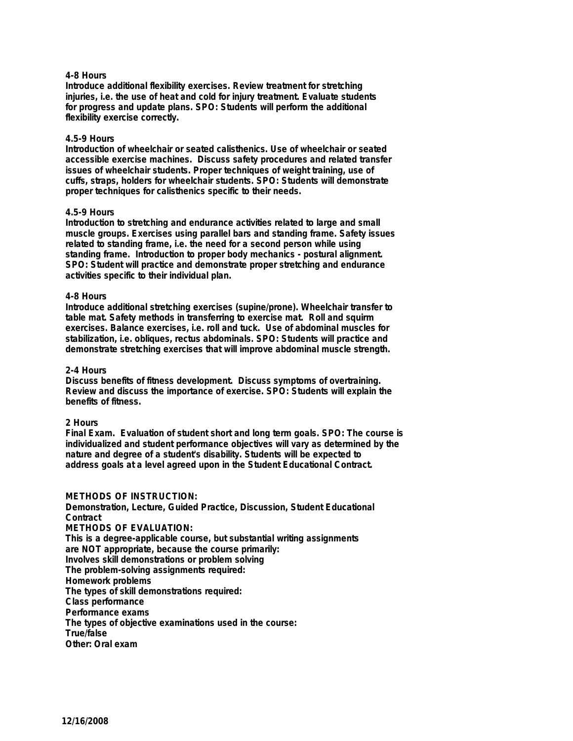**4-8 Hours**
**Introduce additional flexibility exercises. Review treatment for stretching injuries, i.e. the use of heat and cold for injury treatment. Evaluate students for progress and update plans. SPO: Students will perform the additional flexibility exercise correctly.**

**4.5-9 Hours**
**Introduction of wheelchair or seated calisthenics. Use of wheelchair or seated accessible exercise machines. Discuss safety procedures and related transfer issues of wheelchair students. Proper techniques of weight training, use of cuffs, straps, holders for wheelchair students. SPO: Students will demonstrate proper techniques for calisthenics specific to their needs.**

**4.5-9 Hours**
**Introduction to stretching and endurance activities related to large and small muscle groups. Exercises using parallel bars and standing frame. Safety issues related to standing frame, i.e. the need for a second person while using standing frame. Introduction to proper body mechanics - postural alignment. SPO: Student will practice and demonstrate proper stretching and endurance activities specific to their individual plan.**

**4-8 Hours**
**Introduce additional stretching exercises (supine/prone). Wheelchair transfer to table mat. Safety methods in transferring to exercise mat. Roll and squirm exercises. Balance exercises, i.e. roll and tuck. Use of abdominal muscles for stabilization, i.e. obliques, rectus abdominals. SPO: Students will practice and demonstrate stretching exercises that will improve abdominal muscle strength.**

**2-4 Hours**
**Discuss benefits of fitness development. Discuss symptoms of overtraining. Review and discuss the importance of exercise. SPO: Students will explain the benefits of fitness.**

**2 Hours**
**Final Exam. Evaluation of student short and long term goals. SPO: The course is individualized and student performance objectives will vary as determined by the nature and degree of a student's disability. Students will be expected to address goals at a level agreed upon in the Student Educational Contract.**

**METHODS OF INSTRUCTION:**
**Demonstration, Lecture, Guided Practice, Discussion, Student Educational Contract**
**METHODS OF EVALUATION:**
**This is a degree-applicable course, but substantial writing assignments are NOT appropriate, because the course primarily:**
**Involves skill demonstrations or problem solving**
**The problem-solving assignments required:**
**Homework problems**
**The types of skill demonstrations required:**
**Class performance**
**Performance exams**
**The types of objective examinations used in the course:**
**True/false**
**Other: Oral exam**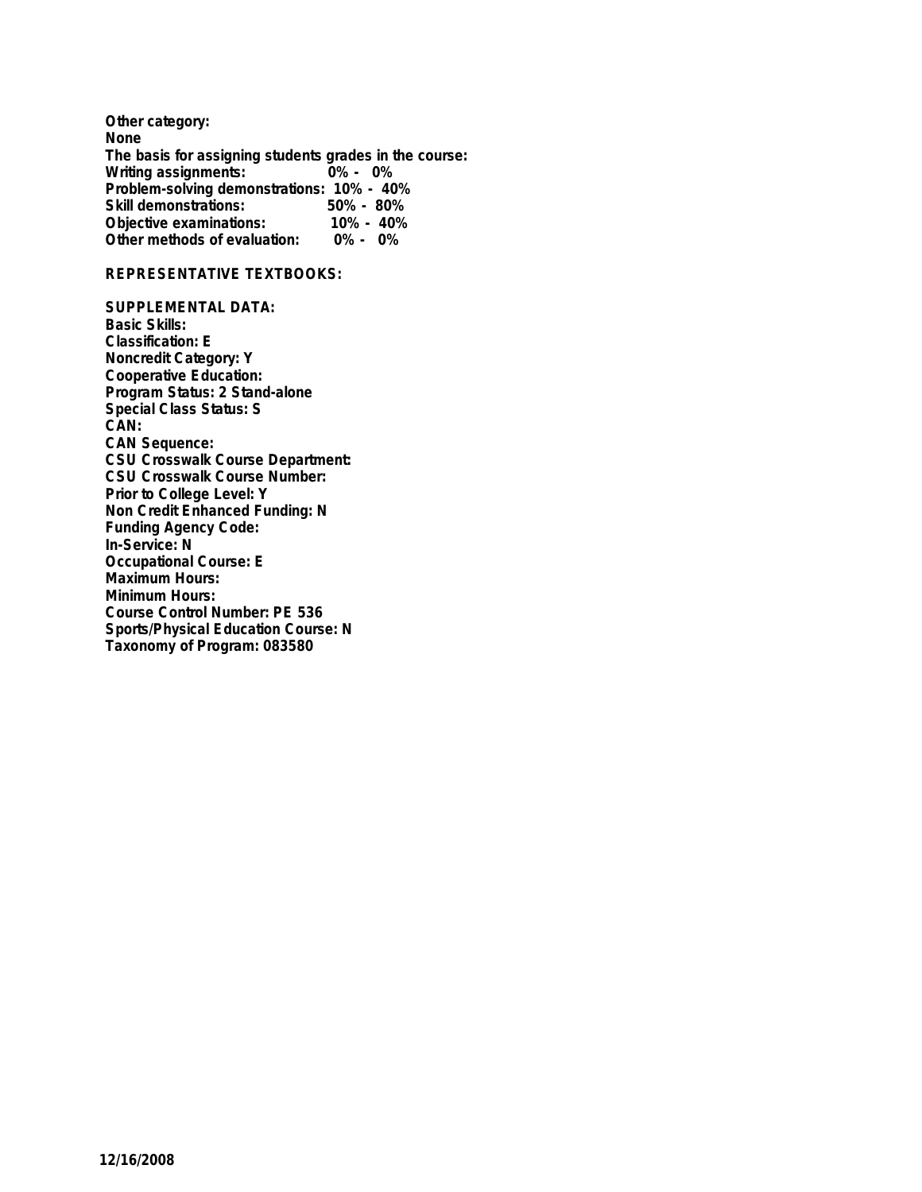**Other category:**
**None**
**The basis for assigning students grades in the course:**
**Writing assignments: 0% - 0%**
**Problem-solving demonstrations: 10% - 40%**
**Skill demonstrations: 50% - 80%**
**Objective examinations: 10% - 40%**
**Other methods of evaluation: 0% - 0%**

**REPRESENTATIVE TEXTBOOKS:**

**SUPPLEMENTAL DATA:**
**Basic Skills:**
**Classification: E**
**Noncredit Category: Y**
**Cooperative Education:**
**Program Status: 2 Stand-alone**
**Special Class Status: S**
**CAN:**
**CAN Sequence:**
**CSU Crosswalk Course Department:**
**CSU Crosswalk Course Number:**
**Prior to College Level: Y**
**Non Credit Enhanced Funding: N**
**Funding Agency Code:**
**In-Service: N**
**Occupational Course: E**
**Maximum Hours:**
**Minimum Hours:**
**Course Control Number: PE 536**
**Sports/Physical Education Course: N**
**Taxonomy of Program: 083580**

**12/16/2008**